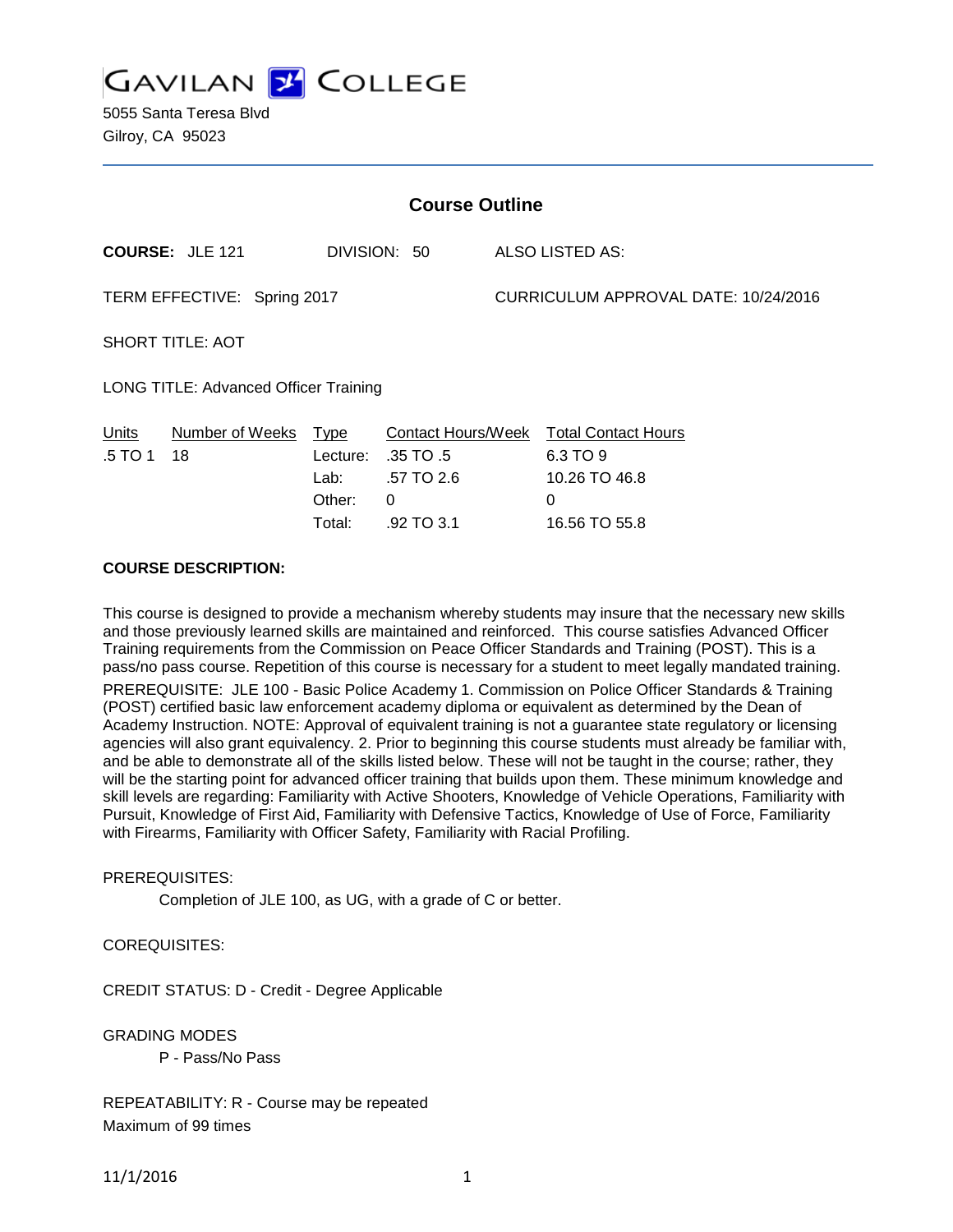# GAVILAN COLLEGE

5055 Santa Teresa Blvd
Gilroy, CA 95023

## Course Outline

**COURSE:** JLE 121 DIVISION: 50 ALSO LISTED AS:

TERM EFFECTIVE: Spring 2017 CURRICULUM APPROVAL DATE: 10/24/2016

SHORT TITLE: AOT

LONG TITLE: Advanced Officer Training

| Units | Number of Weeks | Type | Contact Hours/Week | Total Contact Hours |
|---|---|---|---|---|
| .5 TO 1 | 18 | Lecture: | .35 TO .5 | 6.3 TO 9 |
| | | Lab: | .57 TO 2.6 | 10.26 TO 46.8 |
| | | Other: | 0 | 0 |
| | | Total: | .92 TO 3.1 | 16.56 TO 55.8 |

**COURSE DESCRIPTION:**

This course is designed to provide a mechanism whereby students may insure that the necessary new skills and those previously learned skills are maintained and reinforced. This course satisfies Advanced Officer Training requirements from the Commission on Peace Officer Standards and Training (POST). This is a pass/no pass course. Repetition of this course is necessary for a student to meet legally mandated training.

PREREQUISITE: JLE 100 - Basic Police Academy 1. Commission on Police Officer Standards & Training (POST) certified basic law enforcement academy diploma or equivalent as determined by the Dean of Academy Instruction. NOTE: Approval of equivalent training is not a guarantee state regulatory or licensing agencies will also grant equivalency. 2. Prior to beginning this course students must already be familiar with, and be able to demonstrate all of the skills listed below. These will not be taught in the course; rather, they will be the starting point for advanced officer training that builds upon them. These minimum knowledge and skill levels are regarding: Familiarity with Active Shooters, Knowledge of Vehicle Operations, Familiarity with Pursuit, Knowledge of First Aid, Familiarity with Defensive Tactics, Knowledge of Use of Force, Familiarity with Firearms, Familiarity with Officer Safety, Familiarity with Racial Profiling.

PREREQUISITES:

Completion of JLE 100, as UG, with a grade of C or better.

COREQUISITES:

CREDIT STATUS: D - Credit - Degree Applicable

GRADING MODES

P - Pass/No Pass

REPEATABILITY: R - Course may be repeated
Maximum of 99 times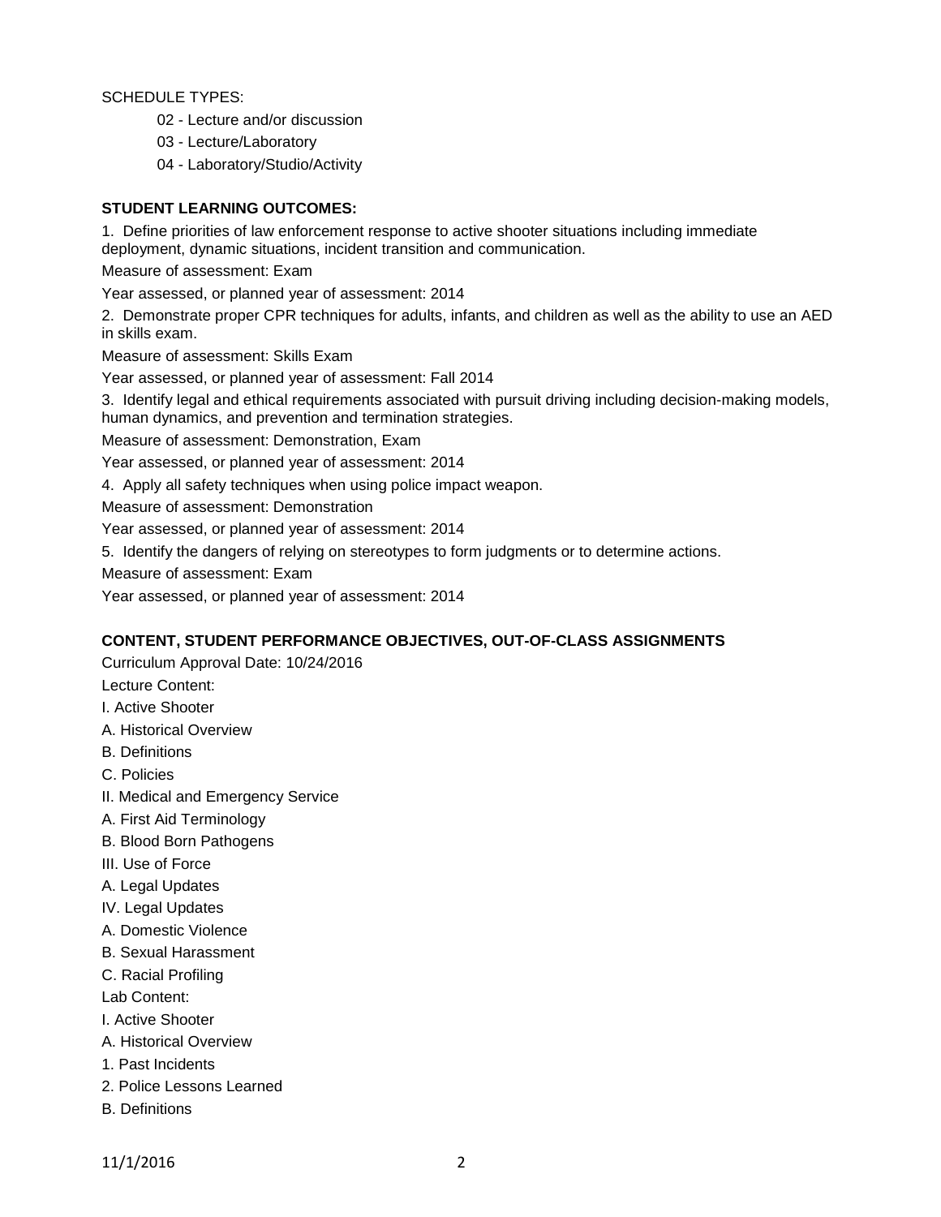SCHEDULE TYPES:

- 02 - Lecture and/or discussion
- 03 - Lecture/Laboratory
- 04 - Laboratory/Studio/Activity

**STUDENT LEARNING OUTCOMES:**

1. Define priorities of law enforcement response to active shooter situations including immediate deployment, dynamic situations, incident transition and communication.

Measure of assessment: Exam

Year assessed, or planned year of assessment: 2014

2. Demonstrate proper CPR techniques for adults, infants, and children as well as the ability to use an AED in skills exam.

Measure of assessment: Skills Exam

Year assessed, or planned year of assessment: Fall 2014

3. Identify legal and ethical requirements associated with pursuit driving including decision-making models, human dynamics, and prevention and termination strategies.

Measure of assessment: Demonstration, Exam

Year assessed, or planned year of assessment: 2014

4. Apply all safety techniques when using police impact weapon.

Measure of assessment: Demonstration

Year assessed, or planned year of assessment: 2014

5. Identify the dangers of relying on stereotypes to form judgments or to determine actions.

Measure of assessment: Exam

Year assessed, or planned year of assessment: 2014

**CONTENT, STUDENT PERFORMANCE OBJECTIVES, OUT-OF-CLASS ASSIGNMENTS**

Curriculum Approval Date: 10/24/2016

Lecture Content:

I. Active Shooter

A. Historical Overview

B. Definitions

C. Policies

II. Medical and Emergency Service

A. First Aid Terminology

B. Blood Born Pathogens

III. Use of Force

A. Legal Updates

IV. Legal Updates

A. Domestic Violence

B. Sexual Harassment

C. Racial Profiling

Lab Content:

I. Active Shooter

A. Historical Overview

1. Past Incidents

2. Police Lessons Learned

B. Definitions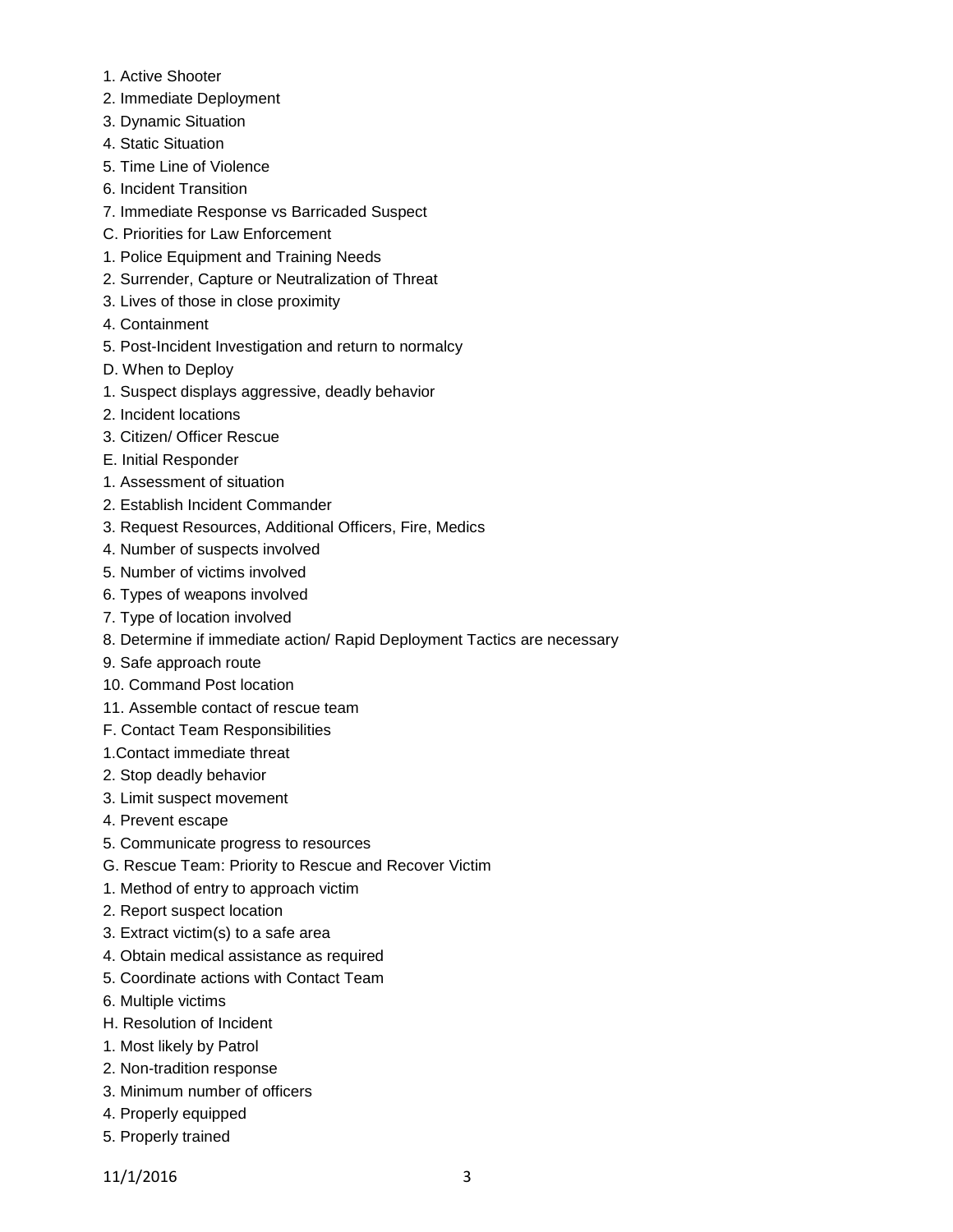1. Active Shooter
2. Immediate Deployment
3. Dynamic Situation
4. Static Situation
5. Time Line of Violence
6. Incident Transition
7. Immediate Response vs Barricaded Suspect

C. Priorities for Law Enforcement

1. Police Equipment and Training Needs
2. Surrender, Capture or Neutralization of Threat
3. Lives of those in close proximity
4. Containment
5. Post-Incident Investigation and return to normalcy

D. When to Deploy

1. Suspect displays aggressive, deadly behavior
2. Incident locations
3. Citizen/ Officer Rescue

E. Initial Responder

1. Assessment of situation
2. Establish Incident Commander
3. Request Resources, Additional Officers, Fire, Medics
4. Number of suspects involved
5. Number of victims involved
6. Types of weapons involved
7. Type of location involved
8. Determine if immediate action/ Rapid Deployment Tactics are necessary
9. Safe approach route
10. Command Post location
11. Assemble contact of rescue team

F. Contact Team Responsibilities

1. Contact immediate threat
2. Stop deadly behavior
3. Limit suspect movement
4. Prevent escape
5. Communicate progress to resources

G. Rescue Team: Priority to Rescue and Recover Victim

1. Method of entry to approach victim
2. Report suspect location
3. Extract victim(s) to a safe area
4. Obtain medical assistance as required
5. Coordinate actions with Contact Team
6. Multiple victims

H. Resolution of Incident

1. Most likely by Patrol
2. Non-tradition response
3. Minimum number of officers
4. Properly equipped
5. Properly trained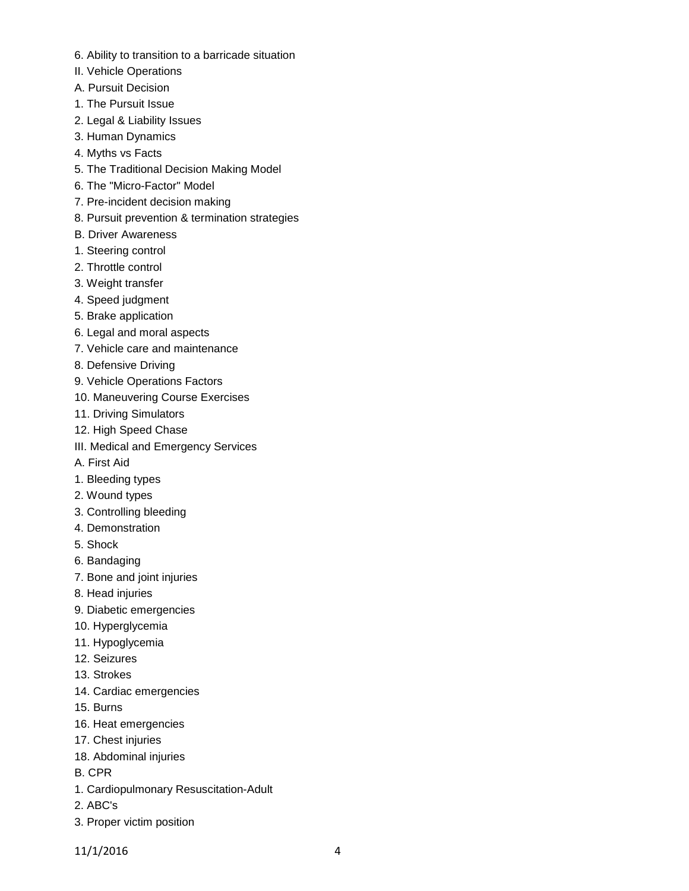6. Ability to transition to a barricade situation

II. Vehicle Operations

A. Pursuit Decision

1. The Pursuit Issue
2. Legal & Liability Issues
3. Human Dynamics
4. Myths vs Facts
5. The Traditional Decision Making Model
6. The "Micro-Factor" Model
7. Pre-incident decision making
8. Pursuit prevention & termination strategies

B. Driver Awareness

1. Steering control
2. Throttle control
3. Weight transfer
4. Speed judgment
5. Brake application
6. Legal and moral aspects
7. Vehicle care and maintenance
8. Defensive Driving
9. Vehicle Operations Factors
10. Maneuvering Course Exercises
11. Driving Simulators
12. High Speed Chase

III. Medical and Emergency Services

A. First Aid

1. Bleeding types
2. Wound types
3. Controlling bleeding
4. Demonstration
5. Shock
6. Bandaging
7. Bone and joint injuries
8. Head injuries
9. Diabetic emergencies
10. Hyperglycemia
11. Hypoglycemia
12. Seizures
13. Strokes
14. Cardiac emergencies
15. Burns
16. Heat emergencies
17. Chest injuries
18. Abdominal injuries

B. CPR

1. Cardiopulmonary Resuscitation-Adult
2. ABC's
3. Proper victim position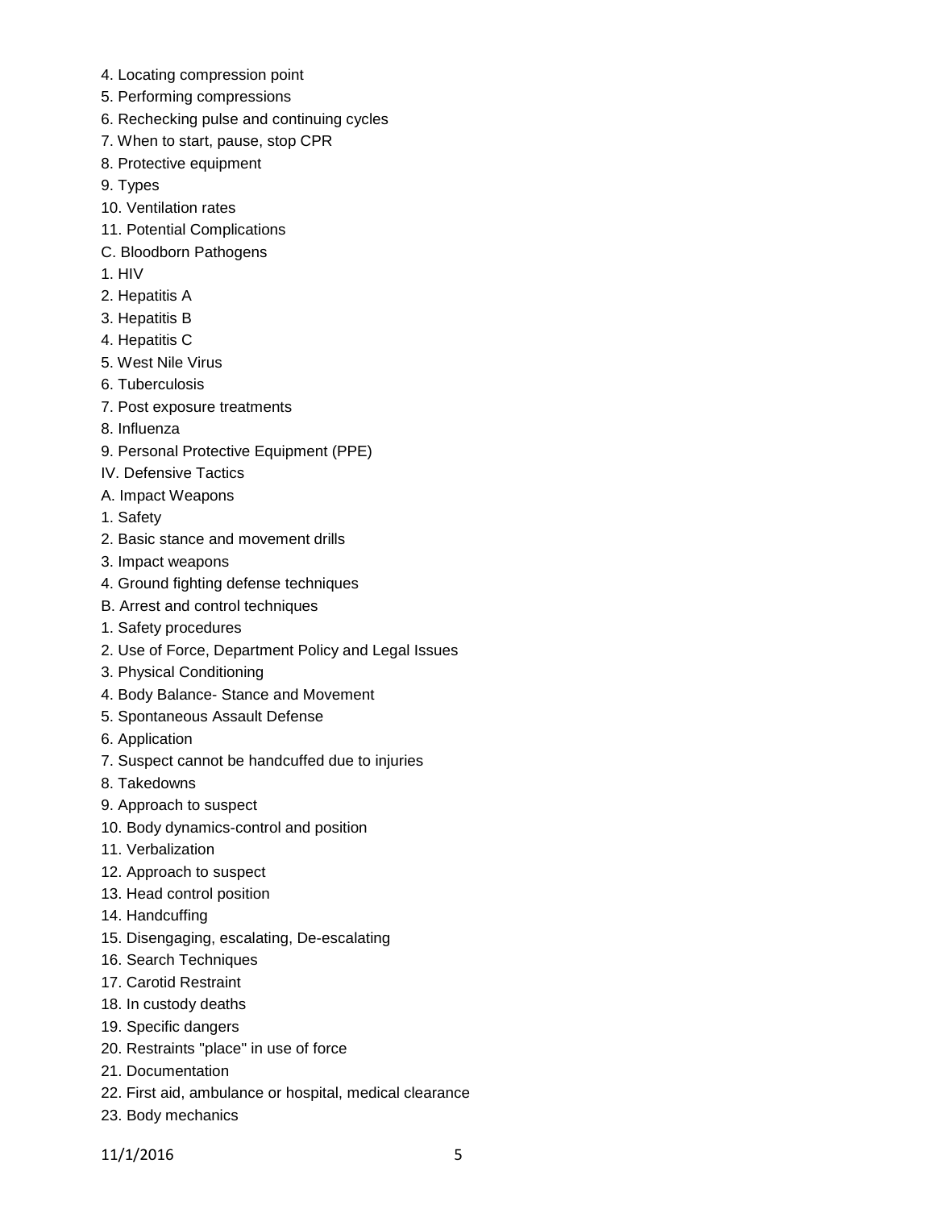4. Locating compression point
5. Performing compressions
6. Rechecking pulse and continuing cycles
7. When to start, pause, stop CPR
8. Protective equipment
9. Types
10. Ventilation rates
11. Potential Complications

C. Bloodborn Pathogens

1. HIV
2. Hepatitis A
3. Hepatitis B
4. Hepatitis C
5. West Nile Virus
6. Tuberculosis
7. Post exposure treatments
8. Influenza
9. Personal Protective Equipment (PPE)

IV. Defensive Tactics

A. Impact Weapons

1. Safety
2. Basic stance and movement drills
3. Impact weapons
4. Ground fighting defense techniques

B. Arrest and control techniques

1. Safety procedures
2. Use of Force, Department Policy and Legal Issues
3. Physical Conditioning
4. Body Balance- Stance and Movement
5. Spontaneous Assault Defense
6. Application
7. Suspect cannot be handcuffed due to injuries
8. Takedowns
9. Approach to suspect
10. Body dynamics-control and position
11. Verbalization
12. Approach to suspect
13. Head control position
14. Handcuffing
15. Disengaging, escalating, De-escalating
16. Search Techniques
17. Carotid Restraint
18. In custody deaths
19. Specific dangers
20. Restraints "place" in use of force
21. Documentation
22. First aid, ambulance or hospital, medical clearance
23. Body mechanics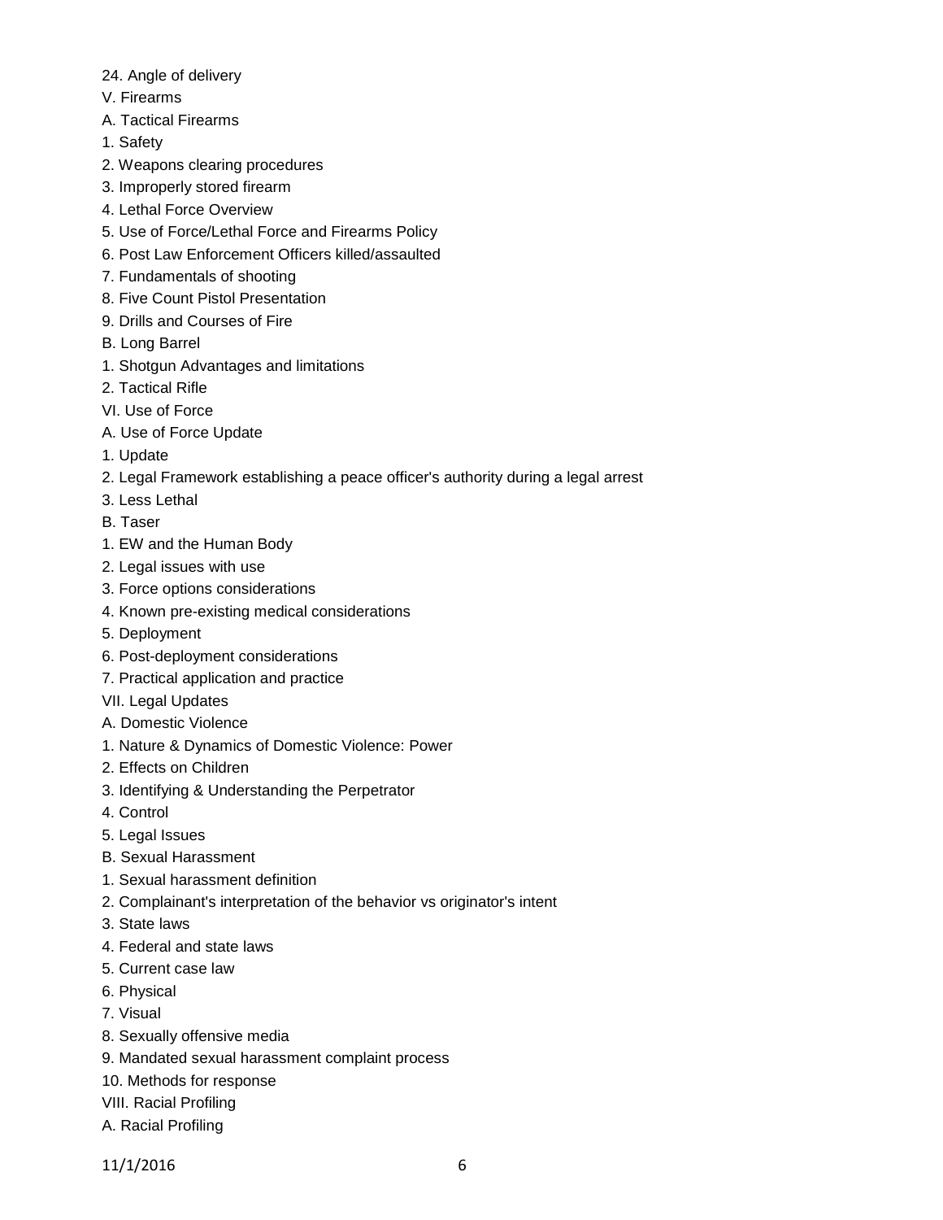24. Angle of delivery

V. Firearms

A. Tactical Firearms

1. Safety
2. Weapons clearing procedures
3. Improperly stored firearm
4. Lethal Force Overview
5. Use of Force/Lethal Force and Firearms Policy
6. Post Law Enforcement Officers killed/assaulted
7. Fundamentals of shooting
8. Five Count Pistol Presentation
9. Drills and Courses of Fire

B. Long Barrel

1. Shotgun Advantages and limitations
2. Tactical Rifle

VI. Use of Force

A. Use of Force Update

1. Update
2. Legal Framework establishing a peace officer's authority during a legal arrest
3. Less Lethal

B. Taser

1. EW and the Human Body
2. Legal issues with use
3. Force options considerations
4. Known pre-existing medical considerations
5. Deployment
6. Post-deployment considerations
7. Practical application and practice

VII. Legal Updates

A. Domestic Violence

1. Nature & Dynamics of Domestic Violence: Power
2. Effects on Children
3. Identifying & Understanding the Perpetrator
4. Control
5. Legal Issues

B. Sexual Harassment

1. Sexual harassment definition
2. Complainant's interpretation of the behavior vs originator's intent
3. State laws
4. Federal and state laws
5. Current case law
6. Physical
7. Visual
8. Sexually offensive media
9. Mandated sexual harassment complaint process
10. Methods for response

VIII. Racial Profiling

A. Racial Profiling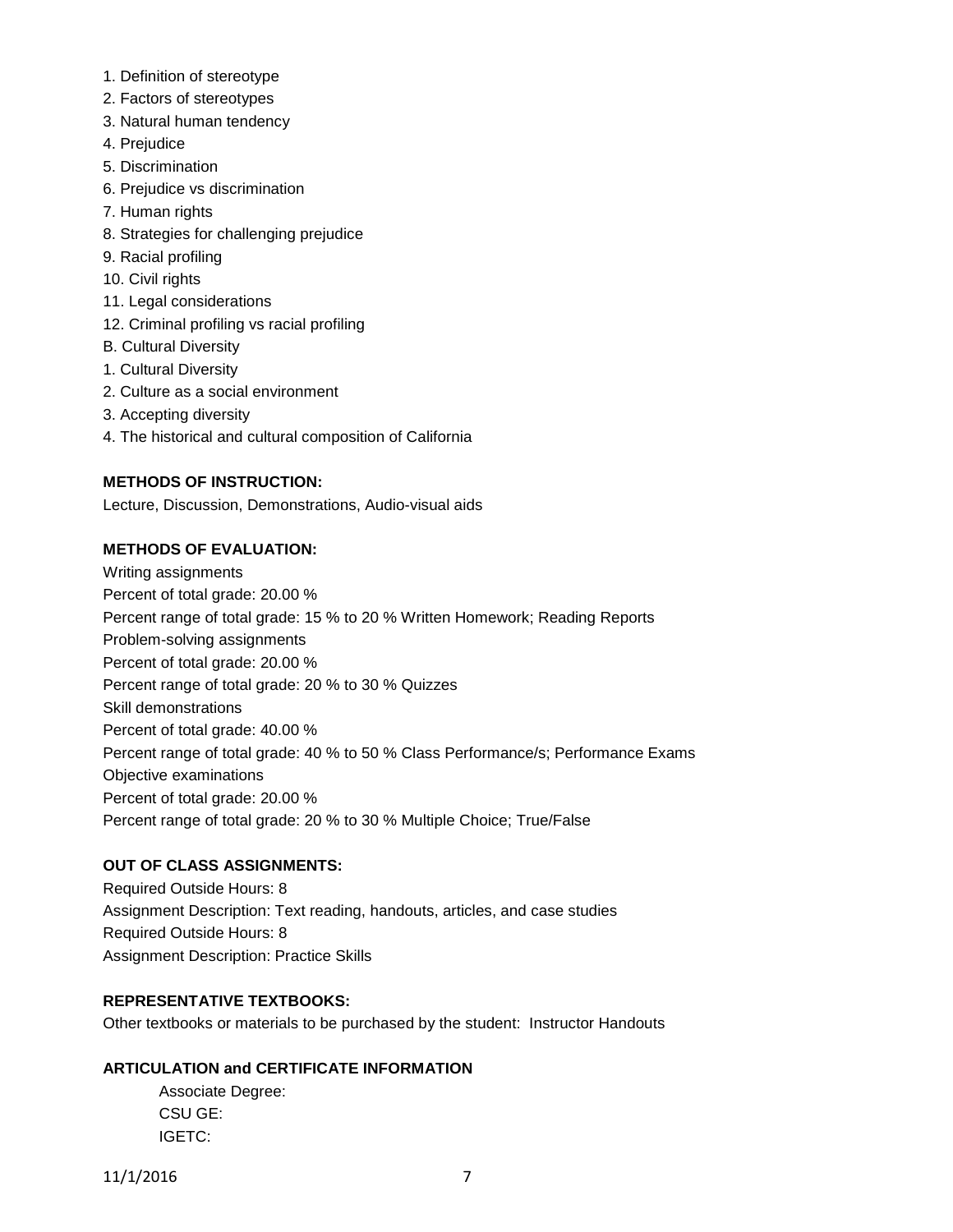1. Definition of stereotype
2. Factors of stereotypes
3. Natural human tendency
4. Prejudice
5. Discrimination
6. Prejudice vs discrimination
7. Human rights
8. Strategies for challenging prejudice
9. Racial profiling
10. Civil rights
11. Legal considerations
12. Criminal profiling vs racial profiling

B. Cultural Diversity

1. Cultural Diversity
2. Culture as a social environment
3. Accepting diversity
4. The historical and cultural composition of California

**METHODS OF INSTRUCTION:**

Lecture, Discussion, Demonstrations, Audio-visual aids

**METHODS OF EVALUATION:**

Writing assignments
Percent of total grade: 20.00 %
Percent range of total grade: 15 % to 20 % Written Homework; Reading Reports
Problem-solving assignments
Percent of total grade: 20.00 %
Percent range of total grade: 20 % to 30 % Quizzes
Skill demonstrations
Percent of total grade: 40.00 %
Percent range of total grade: 40 % to 50 % Class Performance/s; Performance Exams
Objective examinations
Percent of total grade: 20.00 %
Percent range of total grade: 20 % to 30 % Multiple Choice; True/False

**OUT OF CLASS ASSIGNMENTS:**

Required Outside Hours: 8
Assignment Description: Text reading, handouts, articles, and case studies
Required Outside Hours: 8
Assignment Description: Practice Skills

**REPRESENTATIVE TEXTBOOKS:**

Other textbooks or materials to be purchased by the student: Instructor Handouts

**ARTICULATION and CERTIFICATE INFORMATION**

Associate Degree:
CSU GE:
IGETC: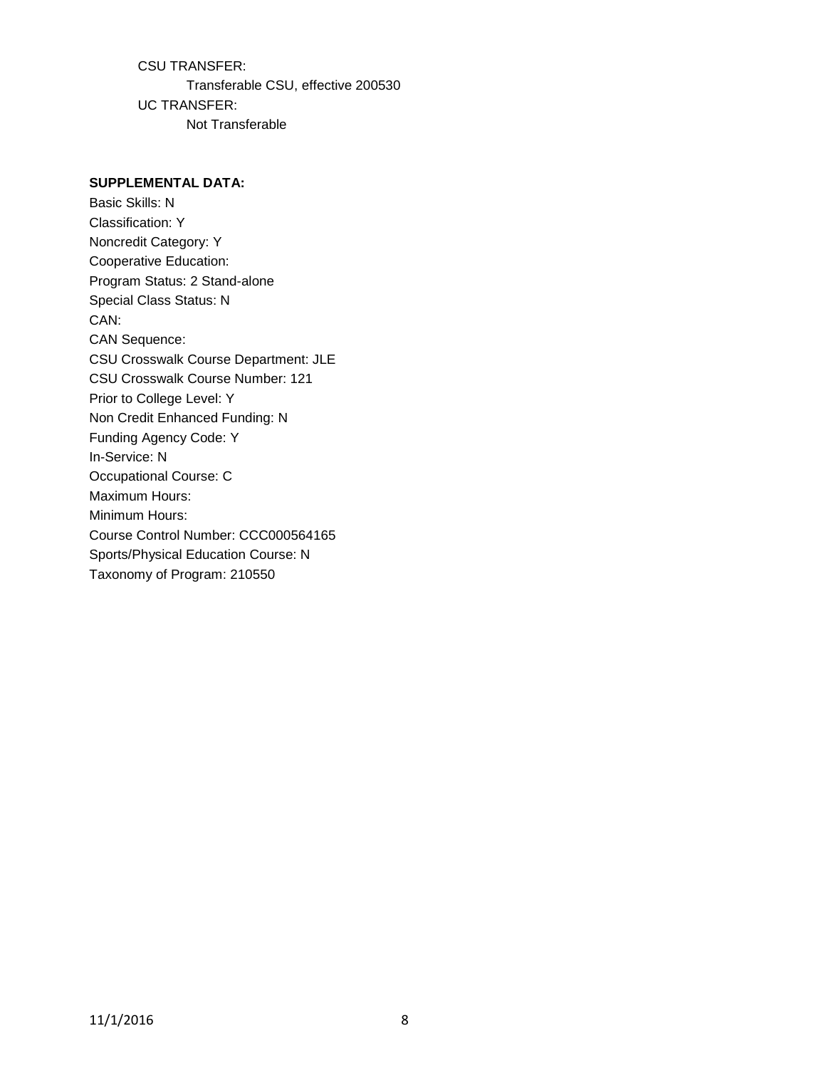CSU TRANSFER:

Transferable CSU, effective 200530

UC TRANSFER:

Not Transferable

**SUPPLEMENTAL DATA:**

Basic Skills: N
Classification: Y
Noncredit Category: Y
Cooperative Education:
Program Status: 2 Stand-alone
Special Class Status: N
CAN:
CAN Sequence:
CSU Crosswalk Course Department: JLE
CSU Crosswalk Course Number: 121
Prior to College Level: Y
Non Credit Enhanced Funding: N
Funding Agency Code: Y
In-Service: N
Occupational Course: C
Maximum Hours:
Minimum Hours:
Course Control Number: CCC000564165
Sports/Physical Education Course: N
Taxonomy of Program: 210550